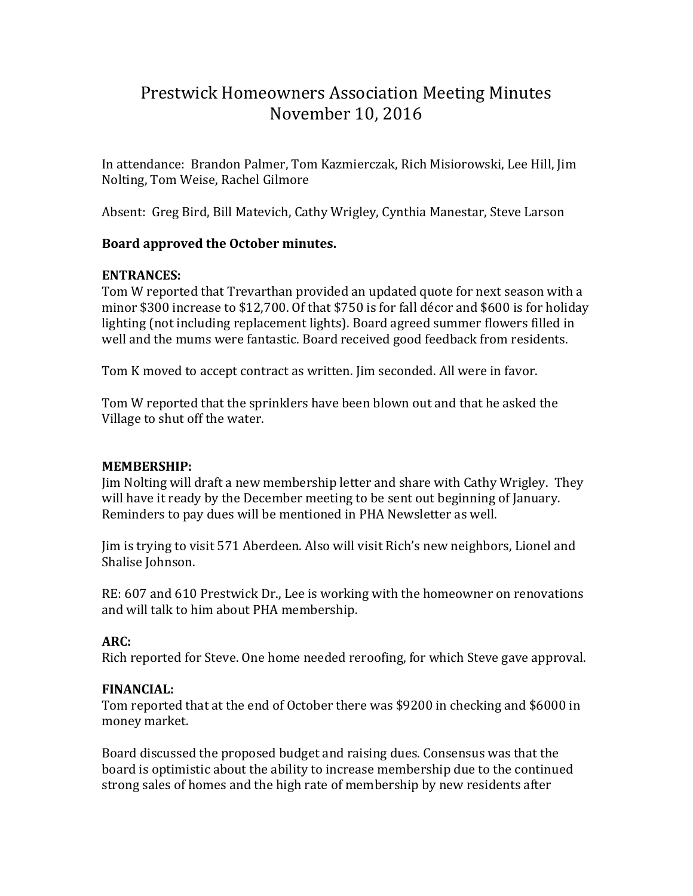# Prestwick Homeowners Association Meeting Minutes
# November 10, 2016

In attendance: Brandon Palmer, Tom Kazmierczak, Rich Misiorowski, Lee Hill, Jim Nolting, Tom Weise, Rachel Gilmore

Absent: Greg Bird, Bill Matevich, Cathy Wrigley, Cynthia Manestar, Steve Larson

**Board approved the October minutes.**

**ENTRANCES:**

Tom W reported that Trevarthan provided an updated quote for next season with a minor $300 increase to $12,700. Of that $750 is for fall décor and $600 is for holiday lighting (not including replacement lights). Board agreed summer flowers filled in well and the mums were fantastic. Board received good feedback from residents.

Tom K moved to accept contract as written. Jim seconded. All were in favor.

Tom W reported that the sprinklers have been blown out and that he asked the Village to shut off the water.

**MEMBERSHIP:**

Jim Nolting will draft a new membership letter and share with Cathy Wrigley. They will have it ready by the December meeting to be sent out beginning of January. Reminders to pay dues will be mentioned in PHA Newsletter as well.

Jim is trying to visit 571 Aberdeen. Also will visit Rich's new neighbors, Lionel and Shalise Johnson.

RE: 607 and 610 Prestwick Dr., Lee is working with the homeowner on renovations and will talk to him about PHA membership.

**ARC:**

Rich reported for Steve. One home needed reroofing, for which Steve gave approval.

**FINANCIAL:**

Tom reported that at the end of October there was $9200 in checking and $6000 in money market.

Board discussed the proposed budget and raising dues. Consensus was that the board is optimistic about the ability to increase membership due to the continued strong sales of homes and the high rate of membership by new residents after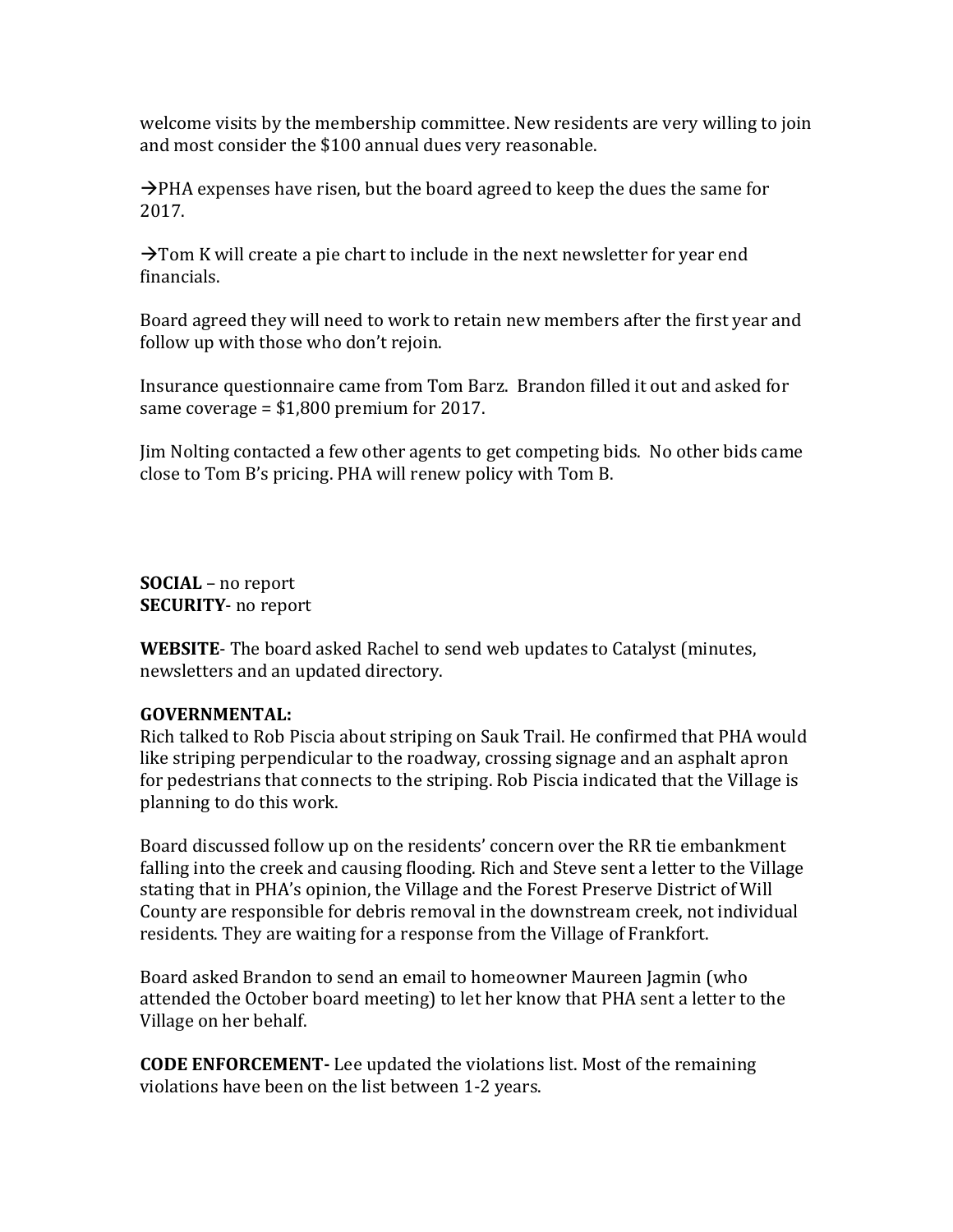welcome visits by the membership committee. New residents are very willing to join and most consider the $100 annual dues very reasonable.

→PHA expenses have risen, but the board agreed to keep the dues the same for 2017.

→Tom K will create a pie chart to include in the next newsletter for year end financials.

Board agreed they will need to work to retain new members after the first year and follow up with those who don't rejoin.

Insurance questionnaire came from Tom Barz. Brandon filled it out and asked for same coverage = $1,800 premium for 2017.

Jim Nolting contacted a few other agents to get competing bids. No other bids came close to Tom B's pricing. PHA will renew policy with Tom B.

**SOCIAL** – no report
**SECURITY**- no report

**WEBSITE**- The board asked Rachel to send web updates to Catalyst (minutes, newsletters and an updated directory.

**GOVERNMENTAL:**
Rich talked to Rob Piscia about striping on Sauk Trail. He confirmed that PHA would like striping perpendicular to the roadway, crossing signage and an asphalt apron for pedestrians that connects to the striping. Rob Piscia indicated that the Village is planning to do this work.

Board discussed follow up on the residents' concern over the RR tie embankment falling into the creek and causing flooding. Rich and Steve sent a letter to the Village stating that in PHA's opinion, the Village and the Forest Preserve District of Will County are responsible for debris removal in the downstream creek, not individual residents. They are waiting for a response from the Village of Frankfort.

Board asked Brandon to send an email to homeowner Maureen Jagmin (who attended the October board meeting) to let her know that PHA sent a letter to the Village on her behalf.

**CODE ENFORCEMENT-** Lee updated the violations list. Most of the remaining violations have been on the list between 1-2 years.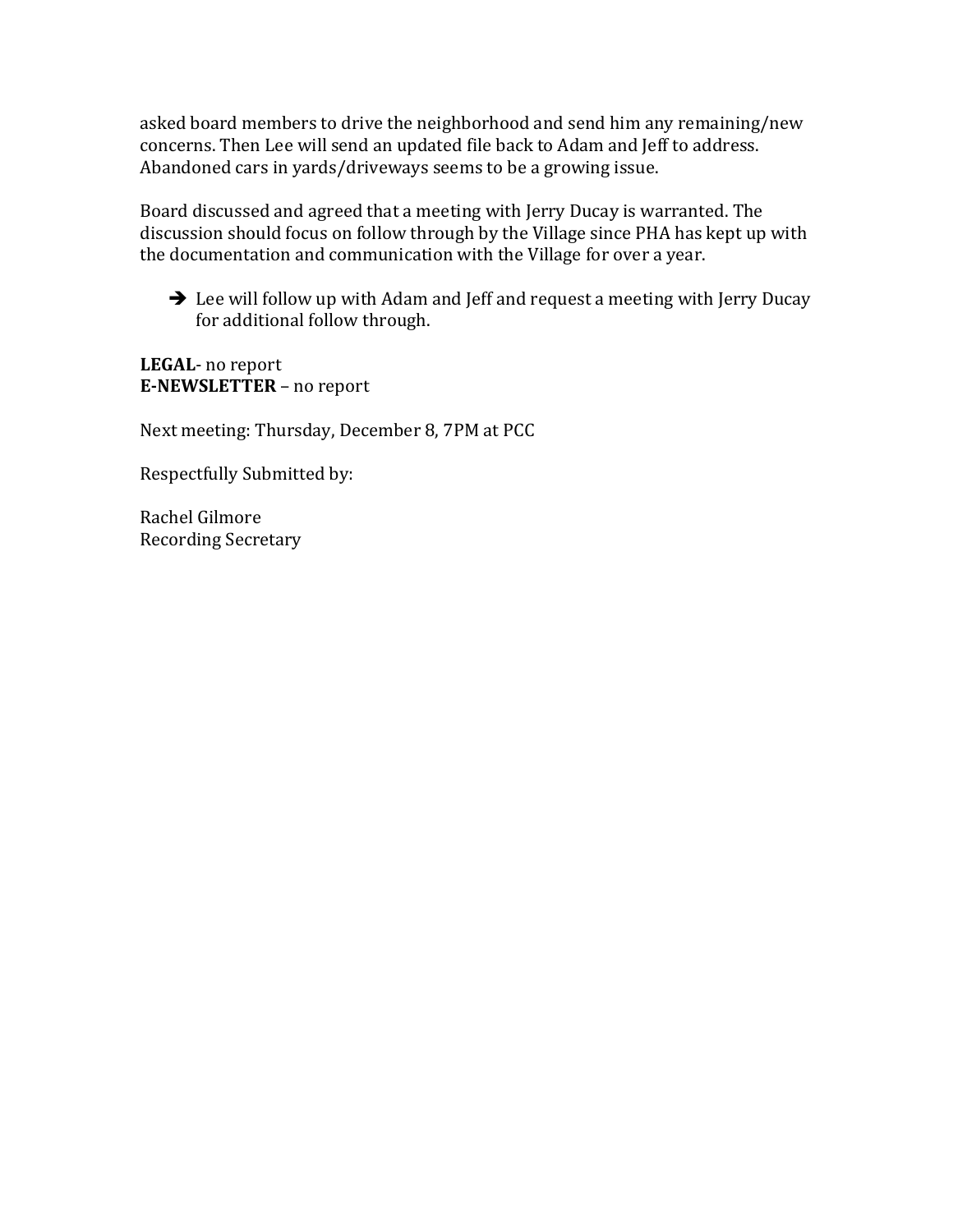asked board members to drive the neighborhood and send him any remaining/new concerns. Then Lee will send an updated file back to Adam and Jeff to address. Abandoned cars in yards/driveways seems to be a growing issue.

Board discussed and agreed that a meeting with Jerry Ducay is warranted. The discussion should focus on follow through by the Village since PHA has kept up with the documentation and communication with the Village for over a year.

- ➔ Lee will follow up with Adam and Jeff and request a meeting with Jerry Ducay for additional follow through.

**LEGAL**- no report
**E-NEWSLETTER** – no report

Next meeting: Thursday, December 8, 7PM at PCC

Respectfully Submitted by:

Rachel Gilmore
Recording Secretary